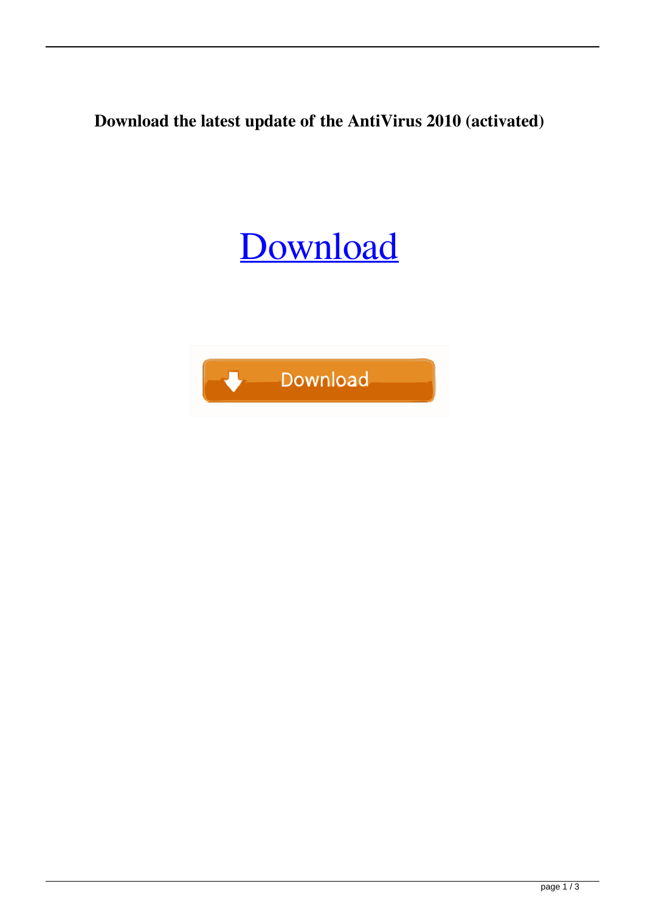**Download the latest update of the AntiVirus 2010 (activated)**

Download

Download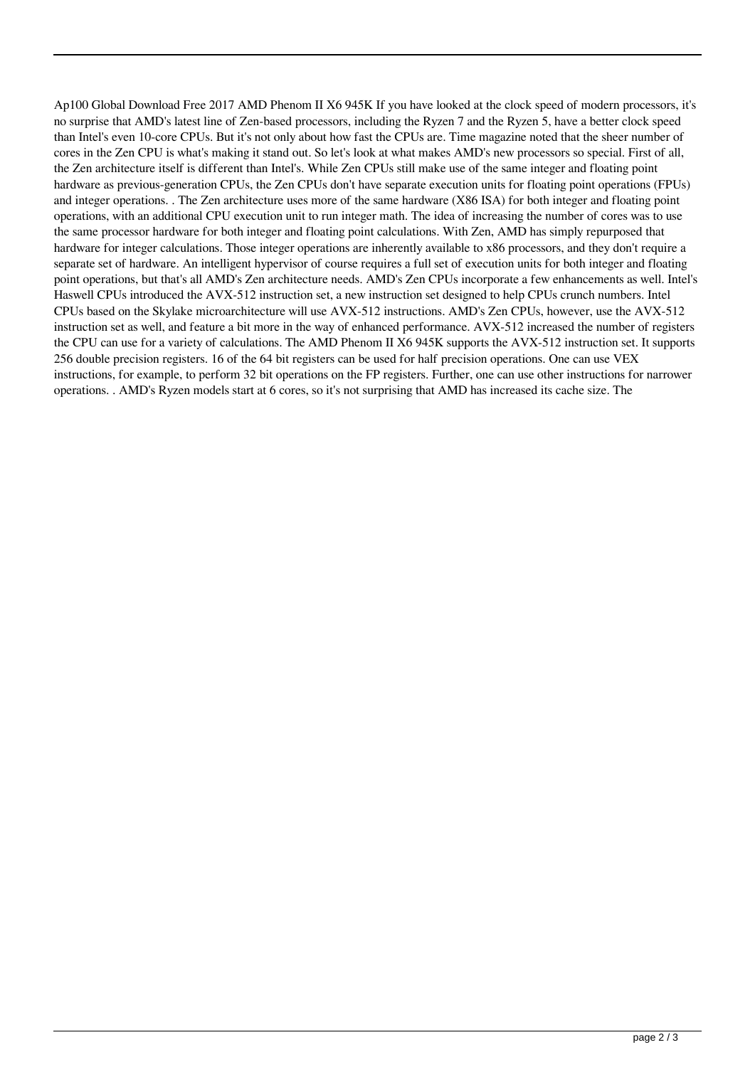Ap100 Global Download Free 2017 AMD Phenom II X6 945K If you have looked at the clock speed of modern processors, it's no surprise that AMD's latest line of Zen-based processors, including the Ryzen 7 and the Ryzen 5, have a better clock speed than Intel's even 10-core CPUs. But it's not only about how fast the CPUs are. Time magazine noted that the sheer number of cores in the Zen CPU is what's making it stand out. So let's look at what makes AMD's new processors so special. First of all, the Zen architecture itself is different than Intel's. While Zen CPUs still make use of the same integer and floating point hardware as previous-generation CPUs, the Zen CPUs don't have separate execution units for floating point operations (FPUs) and integer operations. . The Zen architecture uses more of the same hardware (X86 ISA) for both integer and floating point operations, with an additional CPU execution unit to run integer math. The idea of increasing the number of cores was to use the same processor hardware for both integer and floating point calculations. With Zen, AMD has simply repurposed that hardware for integer calculations. Those integer operations are inherently available to x86 processors, and they don't require a separate set of hardware. An intelligent hypervisor of course requires a full set of execution units for both integer and floating point operations, but that's all AMD's Zen architecture needs. AMD's Zen CPUs incorporate a few enhancements as well. Intel's Haswell CPUs introduced the AVX-512 instruction set, a new instruction set designed to help CPUs crunch numbers. Intel CPUs based on the Skylake microarchitecture will use AVX-512 instructions. AMD's Zen CPUs, however, use the AVX-512 instruction set as well, and feature a bit more in the way of enhanced performance. AVX-512 increased the number of registers the CPU can use for a variety of calculations. The AMD Phenom II X6 945K supports the AVX-512 instruction set. It supports 256 double precision registers. 16 of the 64 bit registers can be used for half precision operations. One can use VEX instructions, for example, to perform 32 bit operations on the FP registers. Further, one can use other instructions for narrower operations. . AMD's Ryzen models start at 6 cores, so it's not surprising that AMD has increased its cache size. The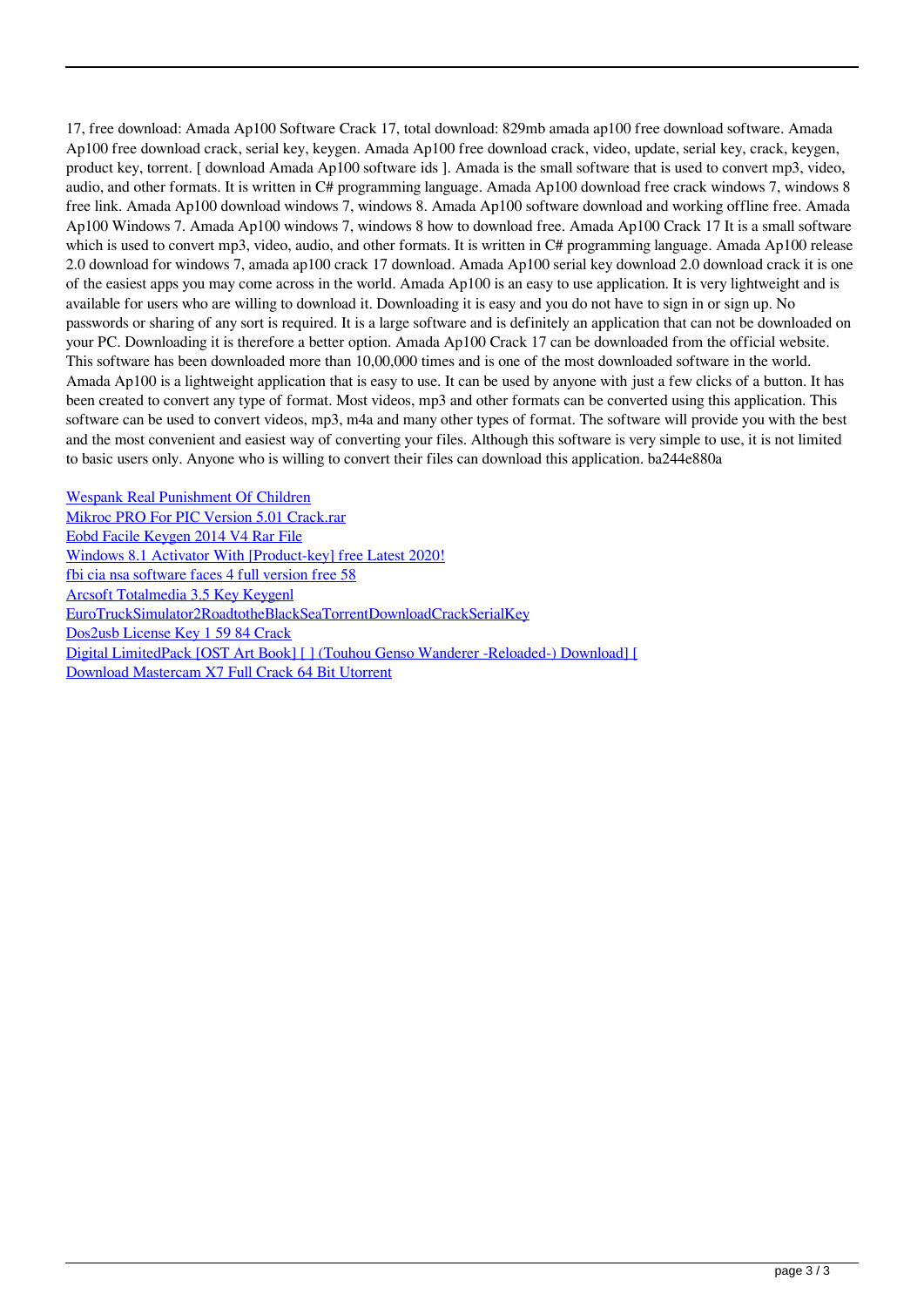17, free download: Amada Ap100 Software Crack 17, total download: 829mb amada ap100 free download software. Amada Ap100 free download crack, serial key, keygen. Amada Ap100 free download crack, video, update, serial key, crack, keygen, product key, torrent. [ download Amada Ap100 software ids ]. Amada is the small software that is used to convert mp3, video, audio, and other formats. It is written in C# programming language. Amada Ap100 download free crack windows 7, windows 8 free link. Amada Ap100 download windows 7, windows 8. Amada Ap100 software download and working offline free. Amada Ap100 Windows 7. Amada Ap100 windows 7, windows 8 how to download free. Amada Ap100 Crack 17 It is a small software which is used to convert mp3, video, audio, and other formats. It is written in C# programming language. Amada Ap100 release 2.0 download for windows 7, amada ap100 crack 17 download. Amada Ap100 serial key download 2.0 download crack it is one of the easiest apps you may come across in the world. Amada Ap100 is an easy to use application. It is very lightweight and is available for users who are willing to download it. Downloading it is easy and you do not have to sign in or sign up. No passwords or sharing of any sort is required. It is a large software and is definitely an application that can not be downloaded on your PC. Downloading it is therefore a better option. Amada Ap100 Crack 17 can be downloaded from the official website. This software has been downloaded more than 10,00,000 times and is one of the most downloaded software in the world. Amada Ap100 is a lightweight application that is easy to use. It can be used by anyone with just a few clicks of a button. It has been created to convert any type of format. Most videos, mp3 and other formats can be converted using this application. This software can be used to convert videos, mp3, m4a and many other types of format. The software will provide you with the best and the most convenient and easiest way of converting your files. Although this software is very simple to use, it is not limited to basic users only. Anyone who is willing to convert their files can download this application. ba244e880a

Wespank Real Punishment Of Children
Mikroc PRO For PIC Version 5.01 Crack.rar
Eobd Facile Keygen 2014 V4 Rar File
Windows 8.1 Activator With [Product-key] free Latest 2020!
fbi cia nsa software faces 4 full version free 58
Arcsoft Totalmedia 3.5 Key Keygenl
EuroTruckSimulator2RoadtotheBlackSeaTorrentDownloadCrackSerialKey
Dos2usb License Key 1 59 84 Crack
Digital LimitedPack [OST Art Book] [ ] (Touhou Genso Wanderer -Reloaded-) Download] [
Download Mastercam X7 Full Crack 64 Bit Utorrent